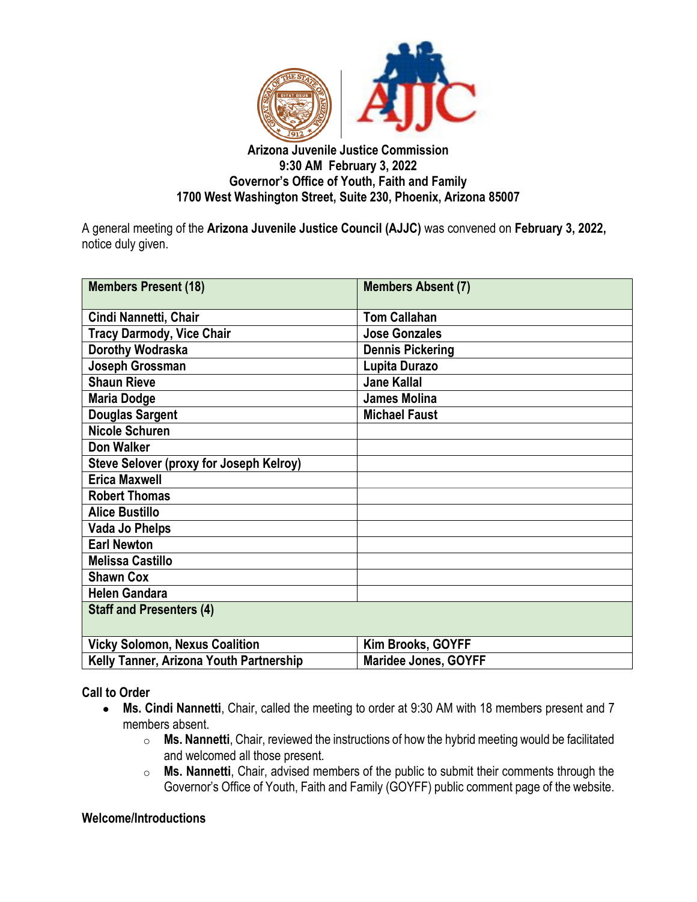**Arizona Juvenile Justice Commission**
**9:30 AM February 3, 2022**
**Governor's Office of Youth, Faith and Family**
**1700 West Washington Street, Suite 230, Phoenix, Arizona 85007**

A general meeting of the **Arizona Juvenile Justice Council (AJJC)** was convened on **February 3, 2022,** notice duly given.

| Members Present (18) | Members Absent (7) |
|---|---|
| Cindi Nannetti, Chair | Tom Callahan |
| Tracy Darmody, Vice Chair | Jose Gonzales |
| Dorothy Wodraska | Dennis Pickering |
| Joseph Grossman | Lupita Durazo |
| Shaun Rieve | Jane Kallal |
| Maria Dodge | James Molina |
| Douglas Sargent | Michael Faust |
| Nicole Schuren | |
| Don Walker | |
| Steve Selover (proxy for Joseph Kelroy) | |
| Erica Maxwell | |
| Robert Thomas | |
| Alice Bustillo | |
| Vada Jo Phelps | |
| Earl Newton | |
| Melissa Castillo | |
| Shawn Cox | |
| Helen Gandara | |
| **Staff and Presenters (4)** | |
| Vicky Solomon, Nexus Coalition | Kim Brooks, GOYFF |
| Kelly Tanner, Arizona Youth Partnership | Maridee Jones, GOYFF |

**Call to Order**

- **Ms. Cindi Nannetti**, Chair, called the meeting to order at 9:30 AM with 18 members present and 7 members absent.
  - **Ms. Nannetti**, Chair, reviewed the instructions of how the hybrid meeting would be facilitated and welcomed all those present.
  - **Ms. Nannetti**, Chair, advised members of the public to submit their comments through the Governor's Office of Youth, Faith and Family (GOYFF) public comment page of the website.

**Welcome/Introductions**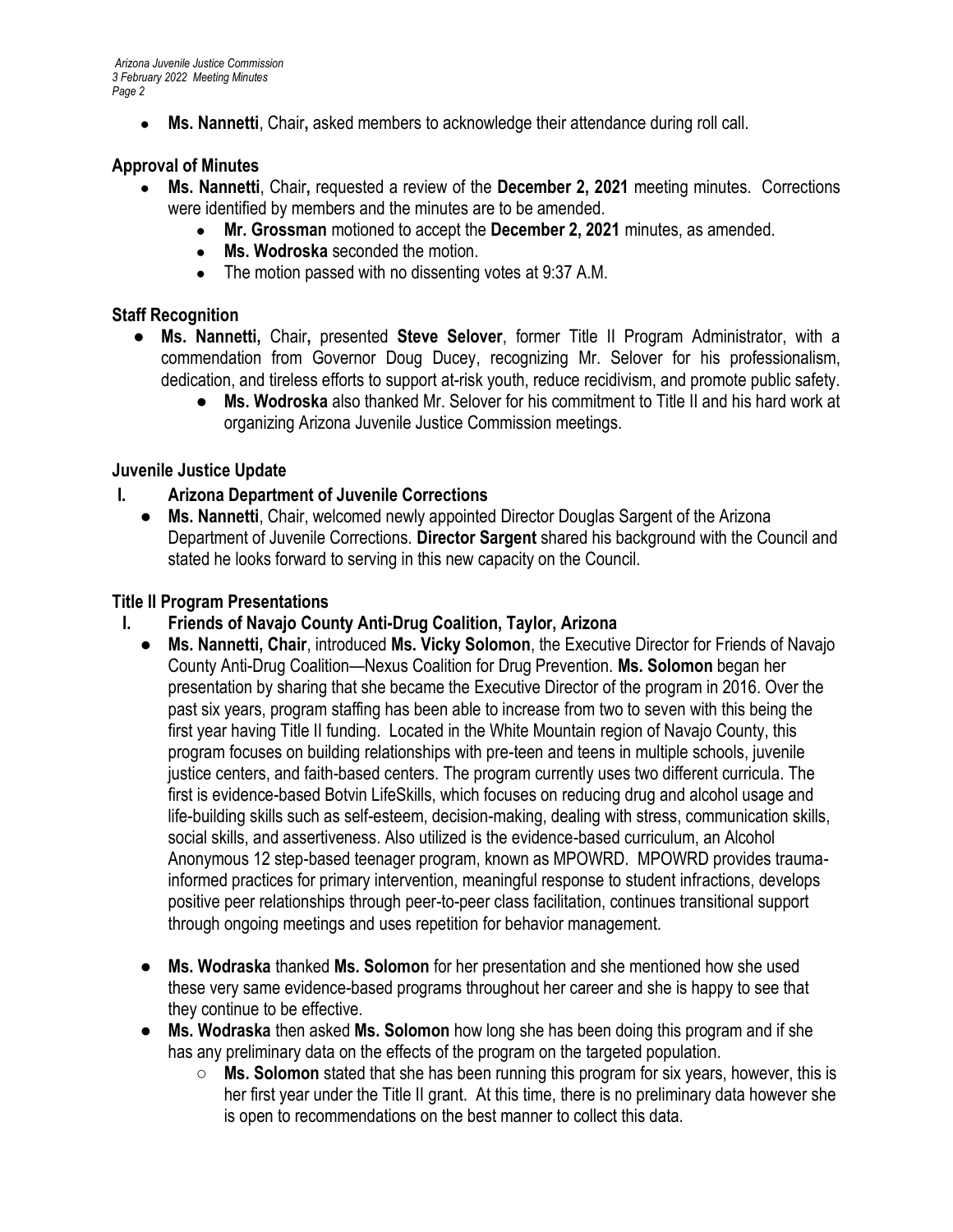- **Ms. Nannetti**, Chair**,** asked members to acknowledge their attendance during roll call.

## Approval of Minutes

- **Ms. Nannetti**, Chair**,** requested a review of the **December 2, 2021** meeting minutes. Corrections were identified by members and the minutes are to be amended.
  - **Mr. Grossman** motioned to accept the **December 2, 2021** minutes, as amended.
  - **Ms. Wodroska** seconded the motion.
  - The motion passed with no dissenting votes at 9:37 A.M.

## Staff Recognition

- **Ms. Nannetti,** Chair**,** presented **Steve Selover**, former Title II Program Administrator, with a commendation from Governor Doug Ducey, recognizing Mr. Selover for his professionalism, dedication, and tireless efforts to support at-risk youth, reduce recidivism, and promote public safety.
  - **Ms. Wodroska** also thanked Mr. Selover for his commitment to Title II and his hard work at organizing Arizona Juvenile Justice Commission meetings.

## Juvenile Justice Update

### I. Arizona Department of Juvenile Corrections

- **Ms. Nannetti**, Chair, welcomed newly appointed Director Douglas Sargent of the Arizona Department of Juvenile Corrections. **Director Sargent** shared his background with the Council and stated he looks forward to serving in this new capacity on the Council.

## Title II Program Presentations

### I. Friends of Navajo County Anti-Drug Coalition, Taylor, Arizona

- **Ms. Nannetti, Chair**, introduced **Ms. Vicky Solomon**, the Executive Director for Friends of Navajo County Anti-Drug Coalition—Nexus Coalition for Drug Prevention. **Ms. Solomon** began her presentation by sharing that she became the Executive Director of the program in 2016. Over the past six years, program staffing has been able to increase from two to seven with this being the first year having Title II funding. Located in the White Mountain region of Navajo County, this program focuses on building relationships with pre-teen and teens in multiple schools, juvenile justice centers, and faith-based centers. The program currently uses two different curricula. The first is evidence-based Botvin LifeSkills, which focuses on reducing drug and alcohol usage and life-building skills such as self-esteem, decision-making, dealing with stress, communication skills, social skills, and assertiveness. Also utilized is the evidence-based curriculum, an Alcohol Anonymous 12 step-based teenager program, known as MPOWRD. MPOWRD provides trauma-informed practices for primary intervention, meaningful response to student infractions, develops positive peer relationships through peer-to-peer class facilitation, continues transitional support through ongoing meetings and uses repetition for behavior management.

- **Ms. Wodraska** thanked **Ms. Solomon** for her presentation and she mentioned how she used these very same evidence-based programs throughout her career and she is happy to see that they continue to be effective.
- **Ms. Wodraska** then asked **Ms. Solomon** how long she has been doing this program and if she has any preliminary data on the effects of the program on the targeted population.
  - **Ms. Solomon** stated that she has been running this program for six years, however, this is her first year under the Title II grant. At this time, there is no preliminary data however she is open to recommendations on the best manner to collect this data.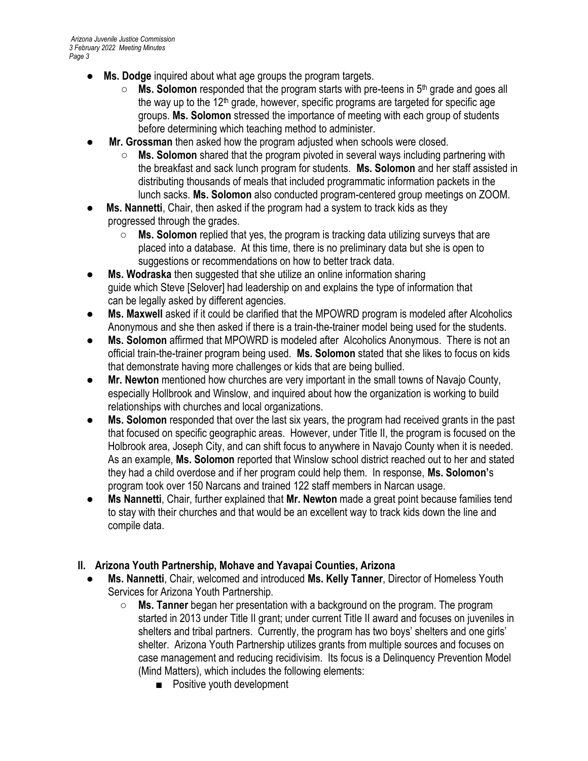- **Ms. Dodge** inquired about what age groups the program targets.
  - **Ms. Solomon** responded that the program starts with pre-teens in 5th grade and goes all the way up to the 12th grade, however, specific programs are targeted for specific age groups. **Ms. Solomon** stressed the importance of meeting with each group of students before determining which teaching method to administer.
- **Mr. Grossman** then asked how the program adjusted when schools were closed.
  - **Ms. Solomon** shared that the program pivoted in several ways including partnering with the breakfast and sack lunch program for students. **Ms. Solomon** and her staff assisted in distributing thousands of meals that included programmatic information packets in the lunch sacks. **Ms. Solomon** also conducted program-centered group meetings on ZOOM.
- **Ms. Nannetti**, Chair, then asked if the program had a system to track kids as they progressed through the grades.
  - **Ms. Solomon** replied that yes, the program is tracking data utilizing surveys that are placed into a database. At this time, there is no preliminary data but she is open to suggestions or recommendations on how to better track data.
- **Ms. Wodraska** then suggested that she utilize an online information sharing guide which Steve [Selover] had leadership on and explains the type of information that can be legally asked by different agencies.
- **Ms. Maxwell** asked if it could be clarified that the MPOWRD program is modeled after Alcoholics Anonymous and she then asked if there is a train-the-trainer model being used for the students.
- **Ms. Solomon** affirmed that MPOWRD is modeled after Alcoholics Anonymous. There is not an official train-the-trainer program being used. **Ms. Solomon** stated that she likes to focus on kids that demonstrate having more challenges or kids that are being bullied.
- **Mr. Newton** mentioned how churches are very important in the small towns of Navajo County, especially Hollbrook and Winslow, and inquired about how the organization is working to build relationships with churches and local organizations.
- **Ms. Solomon** responded that over the last six years, the program had received grants in the past that focused on specific geographic areas. However, under Title II, the program is focused on the Holbrook area, Joseph City, and can shift focus to anywhere in Navajo County when it is needed. As an example, **Ms. Solomon** reported that Winslow school district reached out to her and stated they had a child overdose and if her program could help them. In response, **Ms. Solomon'**s program took over 150 Narcans and trained 122 staff members in Narcan usage.
- **Ms Nannetti**, Chair, further explained that **Mr. Newton** made a great point because families tend to stay with their churches and that would be an excellent way to track kids down the line and compile data.

## II. Arizona Youth Partnership, Mohave and Yavapai Counties, Arizona

- **Ms. Nannetti**, Chair, welcomed and introduced **Ms. Kelly Tanner**, Director of Homeless Youth Services for Arizona Youth Partnership.
  - **Ms. Tanner** began her presentation with a background on the program. The program started in 2013 under Title II grant; under current Title II award and focuses on juveniles in shelters and tribal partners. Currently, the program has two boys' shelters and one girls' shelter. Arizona Youth Partnership utilizes grants from multiple sources and focuses on case management and reducing recidivisim. Its focus is a Delinquency Prevention Model (Mind Matters), which includes the following elements:
    - Positive youth development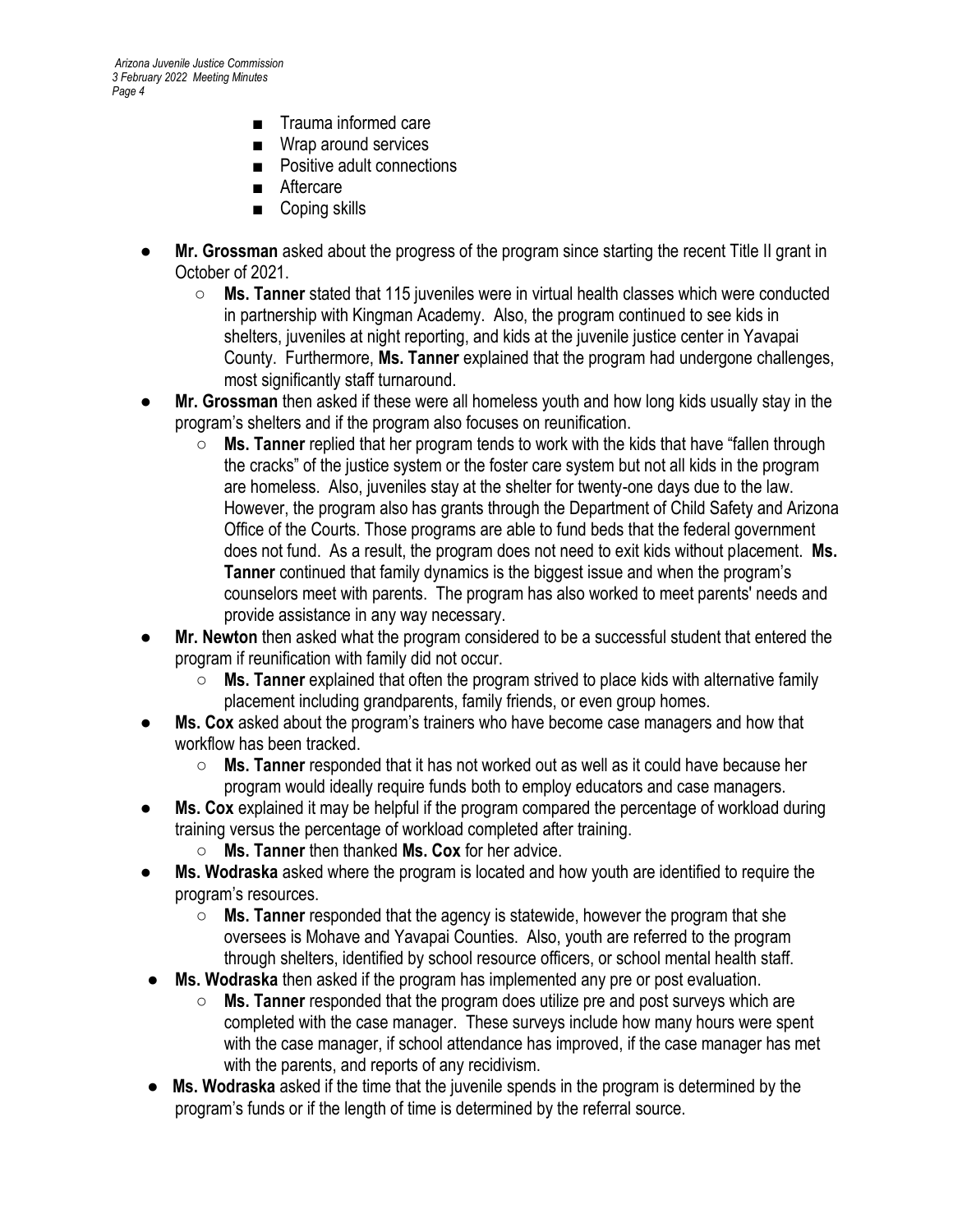- Trauma informed care
- Wrap around services
- Positive adult connections
- Aftercare
- Coping skills

- **Mr. Grossman** asked about the progress of the program since starting the recent Title II grant in October of 2021.
  - **Ms. Tanner** stated that 115 juveniles were in virtual health classes which were conducted in partnership with Kingman Academy. Also, the program continued to see kids in shelters, juveniles at night reporting, and kids at the juvenile justice center in Yavapai County. Furthermore, **Ms. Tanner** explained that the program had undergone challenges, most significantly staff turnaround.
- **Mr. Grossman** then asked if these were all homeless youth and how long kids usually stay in the program's shelters and if the program also focuses on reunification.
  - **Ms. Tanner** replied that her program tends to work with the kids that have "fallen through the cracks" of the justice system or the foster care system but not all kids in the program are homeless. Also, juveniles stay at the shelter for twenty-one days due to the law. However, the program also has grants through the Department of Child Safety and Arizona Office of the Courts. Those programs are able to fund beds that the federal government does not fund. As a result, the program does not need to exit kids without placement. **Ms. Tanner** continued that family dynamics is the biggest issue and when the program's counselors meet with parents. The program has also worked to meet parents' needs and provide assistance in any way necessary.
- **Mr. Newton** then asked what the program considered to be a successful student that entered the program if reunification with family did not occur.
  - **Ms. Tanner** explained that often the program strived to place kids with alternative family placement including grandparents, family friends, or even group homes.
- **Ms. Cox** asked about the program's trainers who have become case managers and how that workflow has been tracked.
  - **Ms. Tanner** responded that it has not worked out as well as it could have because her program would ideally require funds both to employ educators and case managers.
- **Ms. Cox** explained it may be helpful if the program compared the percentage of workload during training versus the percentage of workload completed after training.
  - **Ms. Tanner** then thanked **Ms. Cox** for her advice.
- **Ms. Wodraska** asked where the program is located and how youth are identified to require the program's resources.
  - **Ms. Tanner** responded that the agency is statewide, however the program that she oversees is Mohave and Yavapai Counties. Also, youth are referred to the program through shelters, identified by school resource officers, or school mental health staff.
- **Ms. Wodraska** then asked if the program has implemented any pre or post evaluation.
  - **Ms. Tanner** responded that the program does utilize pre and post surveys which are completed with the case manager. These surveys include how many hours were spent with the case manager, if school attendance has improved, if the case manager has met with the parents, and reports of any recidivism.
- **Ms. Wodraska** asked if the time that the juvenile spends in the program is determined by the program's funds or if the length of time is determined by the referral source.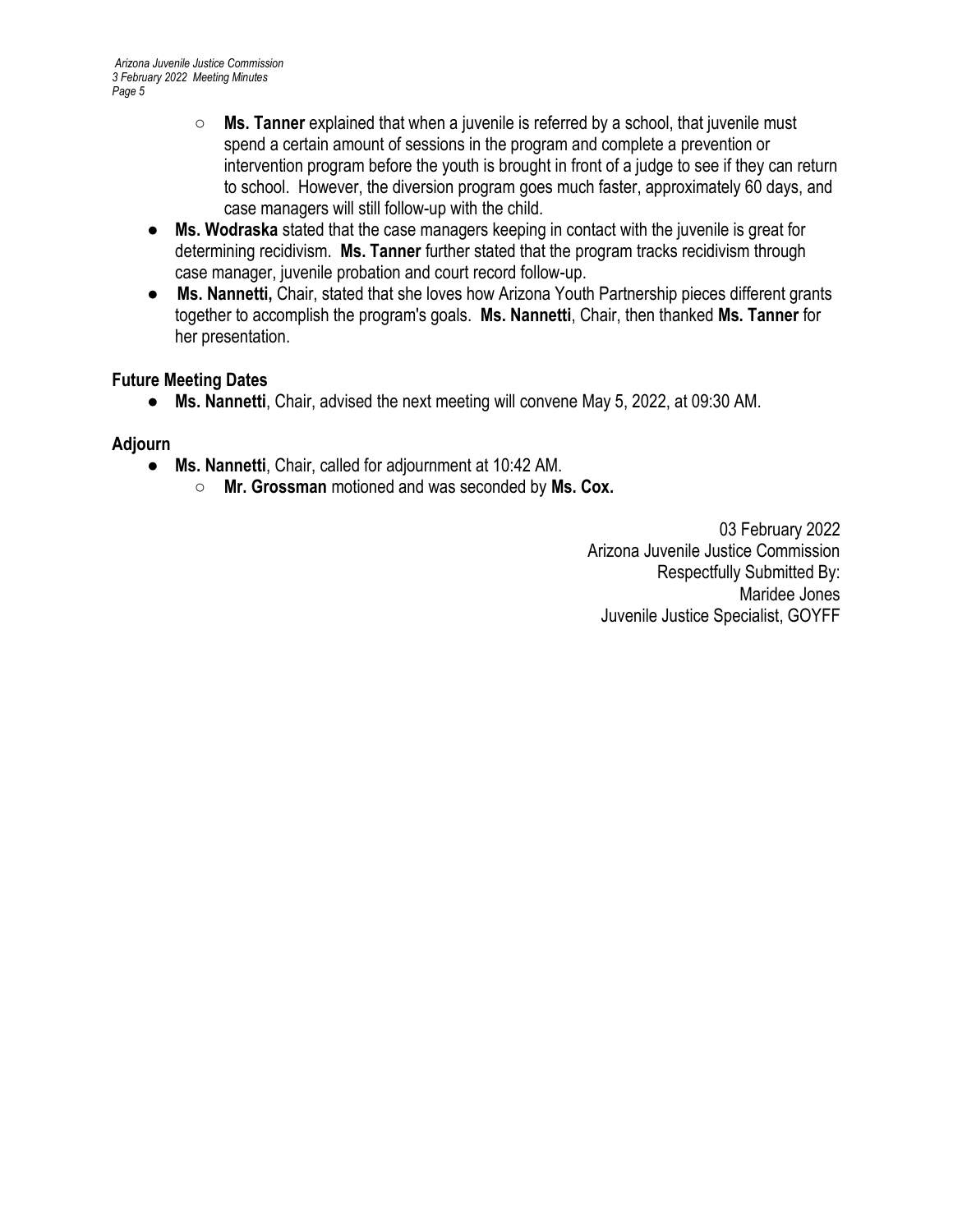- **Ms. Tanner** explained that when a juvenile is referred by a school, that juvenile must spend a certain amount of sessions in the program and complete a prevention or intervention program before the youth is brought in front of a judge to see if they can return to school. However, the diversion program goes much faster, approximately 60 days, and case managers will still follow-up with the child.
- **Ms. Wodraska** stated that the case managers keeping in contact with the juvenile is great for determining recidivism. **Ms. Tanner** further stated that the program tracks recidivism through case manager, juvenile probation and court record follow-up.
- **Ms. Nannetti,** Chair, stated that she loves how Arizona Youth Partnership pieces different grants together to accomplish the program's goals. **Ms. Nannetti**, Chair, then thanked **Ms. Tanner** for her presentation.

## Future Meeting Dates

- **Ms. Nannetti**, Chair, advised the next meeting will convene May 5, 2022, at 09:30 AM.

## Adjourn

- **Ms. Nannetti**, Chair, called for adjournment at 10:42 AM.
    - **Mr. Grossman** motioned and was seconded by **Ms. Cox.**

03 February 2022
Arizona Juvenile Justice Commission
Respectfully Submitted By:
Maridee Jones
Juvenile Justice Specialist, GOYFF